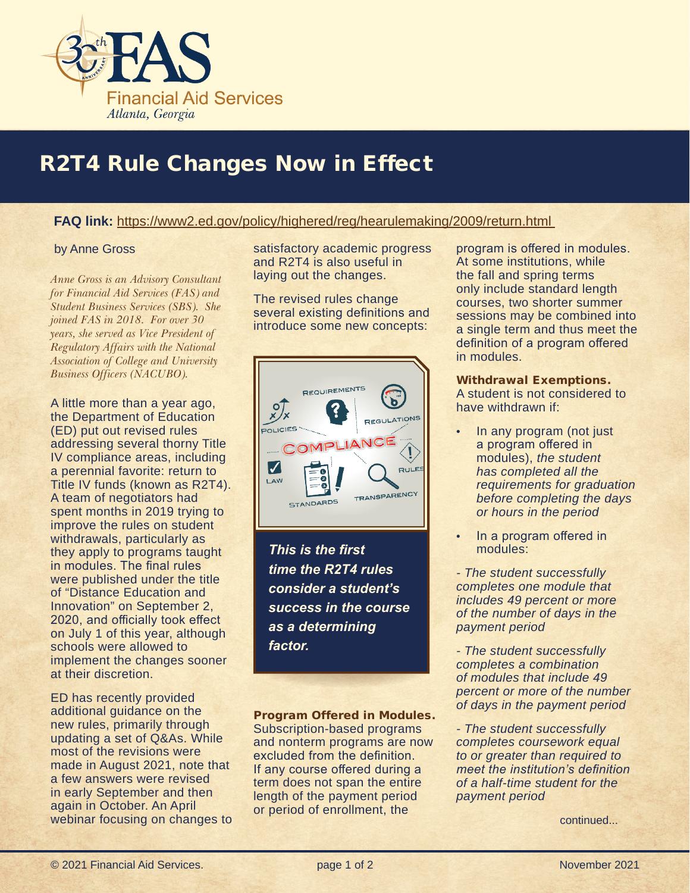# R2T4 Rule Changes Now in Effect

**FAQ link:** https://www2.ed.gov/policy/highered/reg/hearulemaking/2009/return.html

by Anne Gross

*Anne Gross is an Advisory Consultant for Financial Aid Services (FAS) and Student Business Services (SBS). She joined FAS in 2018. For over 30 years, she served as Vice President of Regulatory Affairs with the National Association of College and University Business Officers (NACUBO).*

A little more than a year ago, the Department of Education (ED) put out revised rules addressing several thorny Title IV compliance areas, including a perennial favorite: return to Title IV funds (known as R2T4). A team of negotiators had spent months in 2019 trying to improve the rules on student withdrawals, particularly as they apply to programs taught in modules. The final rules were published under the title of "Distance Education and Innovation" on September 2, 2020, and officially took effect on July 1 of this year, although schools were allowed to implement the changes sooner at their discretion.

ED has recently provided additional guidance on the new rules, primarily through updating a set of Q&As. While most of the revisions were made in August 2021, note that a few answers were revised in early September and then again in October. An April webinar focusing on changes to satisfactory academic progress and R2T4 is also useful in laying out the changes.

The revised rules change several existing definitions and introduce some new concepts:

***This is the first time the R2T4 rules consider a student's success in the course as a determining factor.***

**Program Offered in Modules.** Subscription-based programs and nonterm programs are now excluded from the definition. If any course offered during a term does not span the entire length of the payment period or period of enrollment, the program is offered in modules. At some institutions, while the fall and spring terms only include standard length courses, two shorter summer sessions may be combined into a single term and thus meet the definition of a program offered in modules.

**Withdrawal Exemptions.** A student is not considered to have withdrawn if:

- In any program (not just a program offered in modules), *the student has completed all the requirements for graduation before completing the days or hours in the period*
- In a program offered in modules:

*- The student successfully completes one module that includes 49 percent or more of the number of days in the payment period*

*- The student successfully completes a combination of modules that include 49 percent or more of the number of days in the payment period*

*- The student successfully completes coursework equal to or greater than required to meet the institution's definition of a half-time student for the payment period*

continued...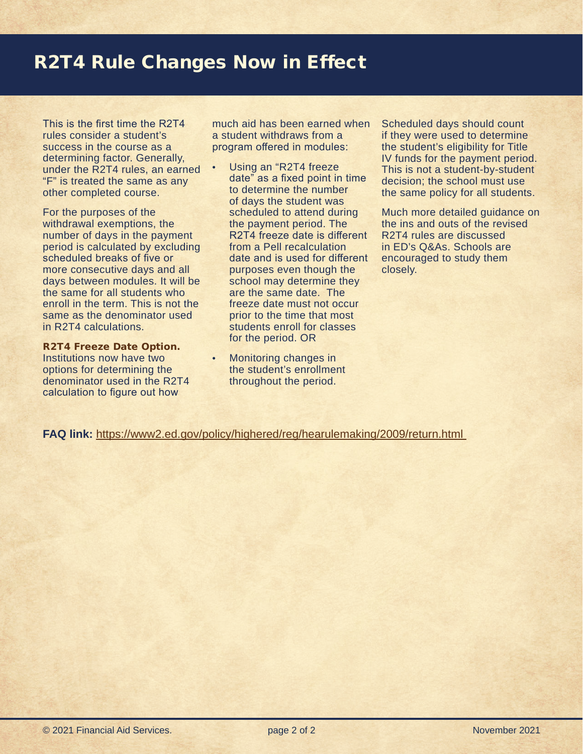# R2T4 Rule Changes Now in Effect

This is the first time the R2T4 rules consider a student's success in the course as a determining factor. Generally, under the R2T4 rules, an earned "F" is treated the same as any other completed course.

For the purposes of the withdrawal exemptions, the number of days in the payment period is calculated by excluding scheduled breaks of five or more consecutive days and all days between modules. It will be the same for all students who enroll in the term. This is not the same as the denominator used in R2T4 calculations.

**R2T4 Freeze Date Option.** Institutions now have two options for determining the denominator used in the R2T4 calculation to figure out how much aid has been earned when a student withdraws from a program offered in modules:

- Using an "R2T4 freeze date" as a fixed point in time to determine the number of days the student was scheduled to attend during the payment period. The R2T4 freeze date is different from a Pell recalculation date and is used for different purposes even though the school may determine they are the same date. The freeze date must not occur prior to the time that most students enroll for classes for the period. OR
- Monitoring changes in the student's enrollment throughout the period.

Scheduled days should count if they were used to determine the student's eligibility for Title IV funds for the payment period. This is not a student-by-student decision; the school must use the same policy for all students.

Much more detailed guidance on the ins and outs of the revised R2T4 rules are discussed in ED's Q&As. Schools are encouraged to study them closely.

**FAQ link:** https://www2.ed.gov/policy/highered/reg/hearulemaking/2009/return.html

© 2021 Financial Aid Services. November 2021